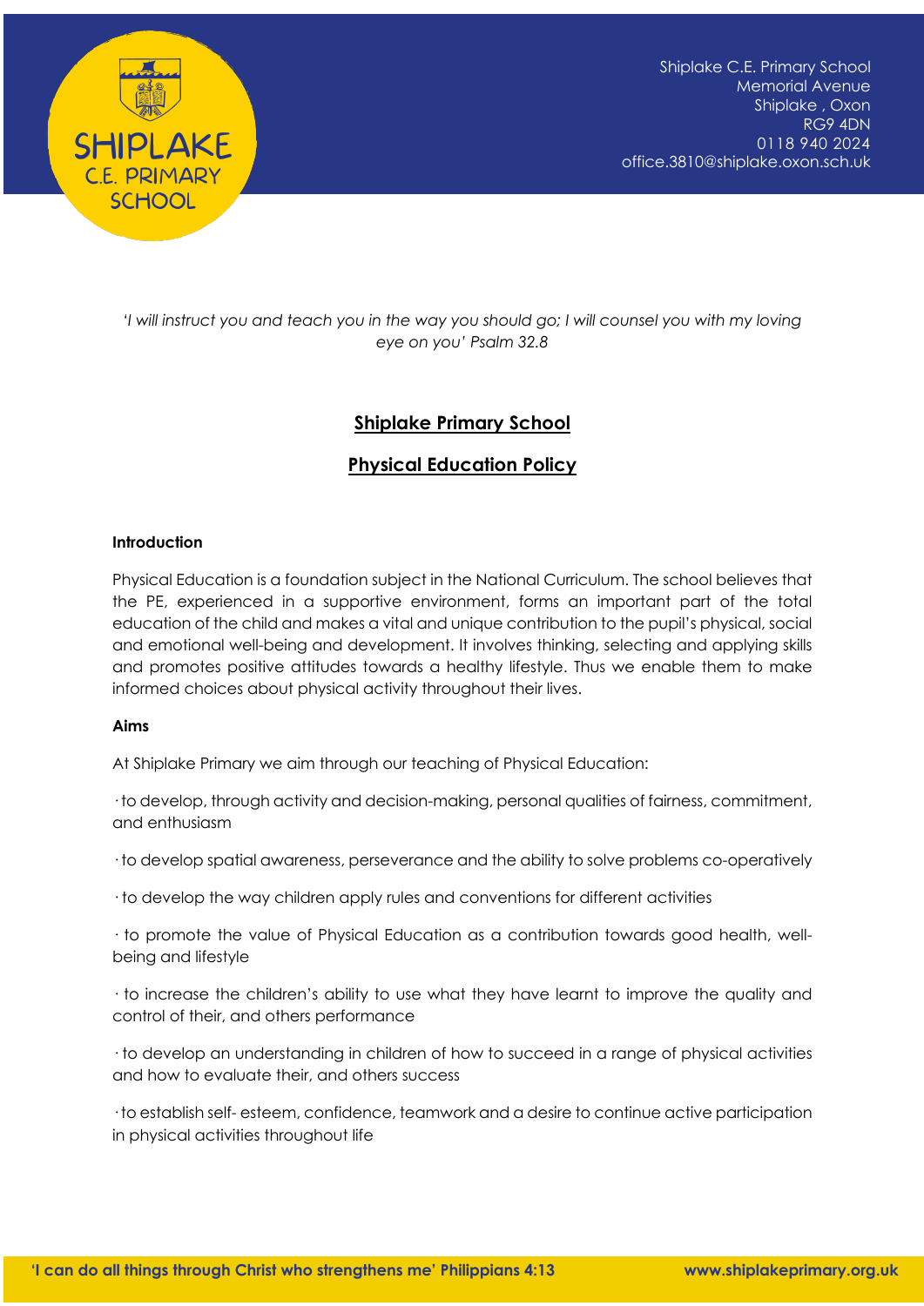Shiplake C.E. Primary School
Memorial Avenue
Shiplake , Oxon
RG9 4DN
0118 940 2024
office.3810@shiplake.oxon.sch.uk

*'I will instruct you and teach you in the way you should go; I will counsel you with my loving eye on you' Psalm 32.8*

# Shiplake Primary School

## Physical Education Policy

**Introduction**

Physical Education is a foundation subject in the National Curriculum. The school believes that the PE, experienced in a supportive environment, forms an important part of the total education of the child and makes a vital and unique contribution to the pupil's physical, social and emotional well-being and development. It involves thinking, selecting and applying skills and promotes positive attitudes towards a healthy lifestyle. Thus we enable them to make informed choices about physical activity throughout their lives.

**Aims**

At Shiplake Primary we aim through our teaching of Physical Education:

· to develop, through activity and decision-making, personal qualities of fairness, commitment, and enthusiasm

· to develop spatial awareness, perseverance and the ability to solve problems co-operatively

· to develop the way children apply rules and conventions for different activities

· to promote the value of Physical Education as a contribution towards good health, well-being and lifestyle

· to increase the children's ability to use what they have learnt to improve the quality and control of their, and others performance

· to develop an understanding in children of how to succeed in a range of physical activities and how to evaluate their, and others success

· to establish self- esteem, confidence, teamwork and a desire to continue active participation in physical activities throughout life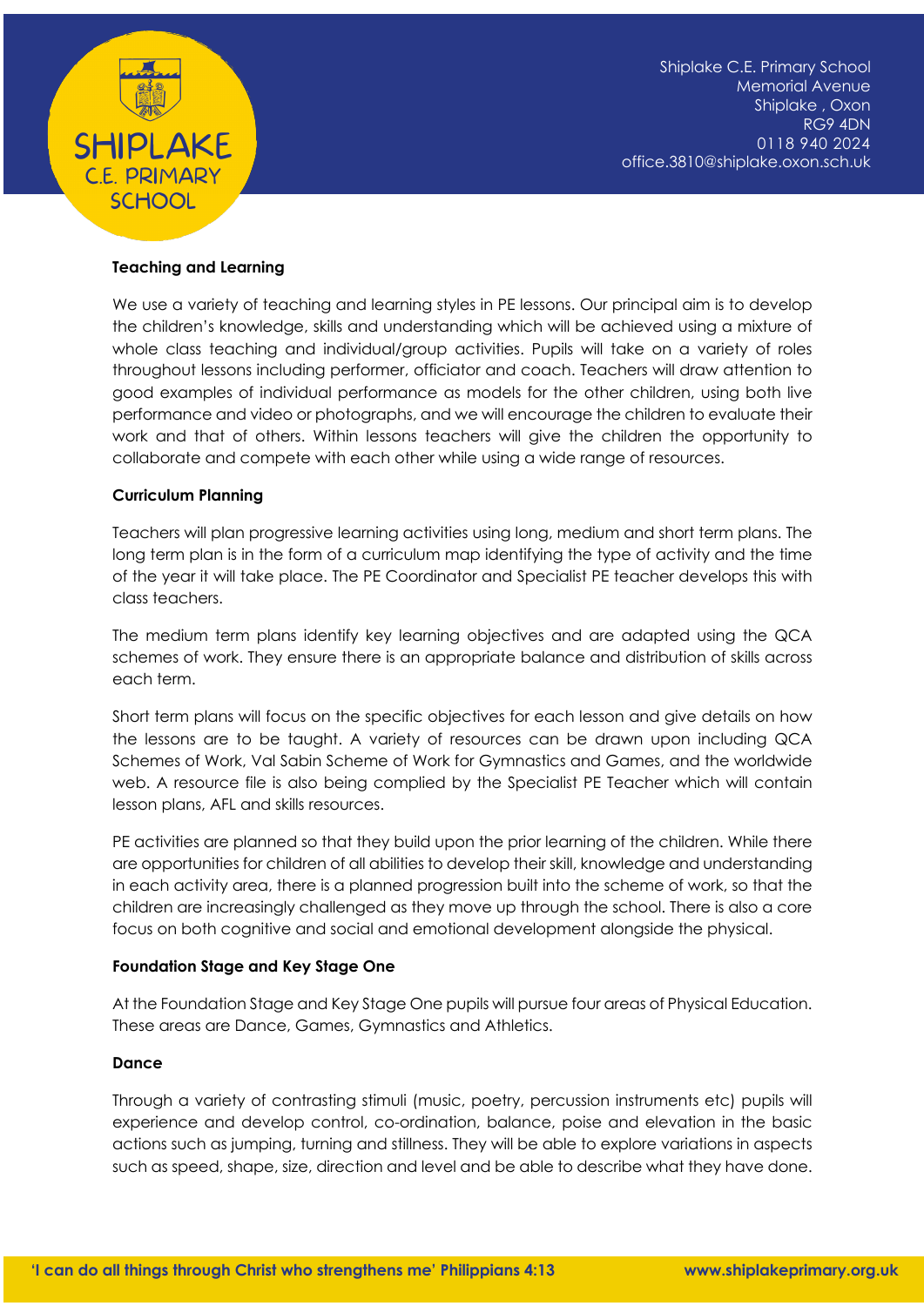**Teaching and Learning**

We use a variety of teaching and learning styles in PE lessons. Our principal aim is to develop the children's knowledge, skills and understanding which will be achieved using a mixture of whole class teaching and individual/group activities. Pupils will take on a variety of roles throughout lessons including performer, officiator and coach. Teachers will draw attention to good examples of individual performance as models for the other children, using both live performance and video or photographs, and we will encourage the children to evaluate their work and that of others. Within lessons teachers will give the children the opportunity to collaborate and compete with each other while using a wide range of resources.

**Curriculum Planning**

Teachers will plan progressive learning activities using long, medium and short term plans. The long term plan is in the form of a curriculum map identifying the type of activity and the time of the year it will take place. The PE Coordinator and Specialist PE teacher develops this with class teachers.

The medium term plans identify key learning objectives and are adapted using the QCA schemes of work. They ensure there is an appropriate balance and distribution of skills across each term.

Short term plans will focus on the specific objectives for each lesson and give details on how the lessons are to be taught. A variety of resources can be drawn upon including QCA Schemes of Work, Val Sabin Scheme of Work for Gymnastics and Games, and the worldwide web. A resource file is also being complied by the Specialist PE Teacher which will contain lesson plans, AFL and skills resources.

PE activities are planned so that they build upon the prior learning of the children. While there are opportunities for children of all abilities to develop their skill, knowledge and understanding in each activity area, there is a planned progression built into the scheme of work, so that the children are increasingly challenged as they move up through the school. There is also a core focus on both cognitive and social and emotional development alongside the physical.

**Foundation Stage and Key Stage One**

At the Foundation Stage and Key Stage One pupils will pursue four areas of Physical Education. These areas are Dance, Games, Gymnastics and Athletics.

**Dance**

Through a variety of contrasting stimuli (music, poetry, percussion instruments etc) pupils will experience and develop control, co-ordination, balance, poise and elevation in the basic actions such as jumping, turning and stillness. They will be able to explore variations in aspects such as speed, shape, size, direction and level and be able to describe what they have done.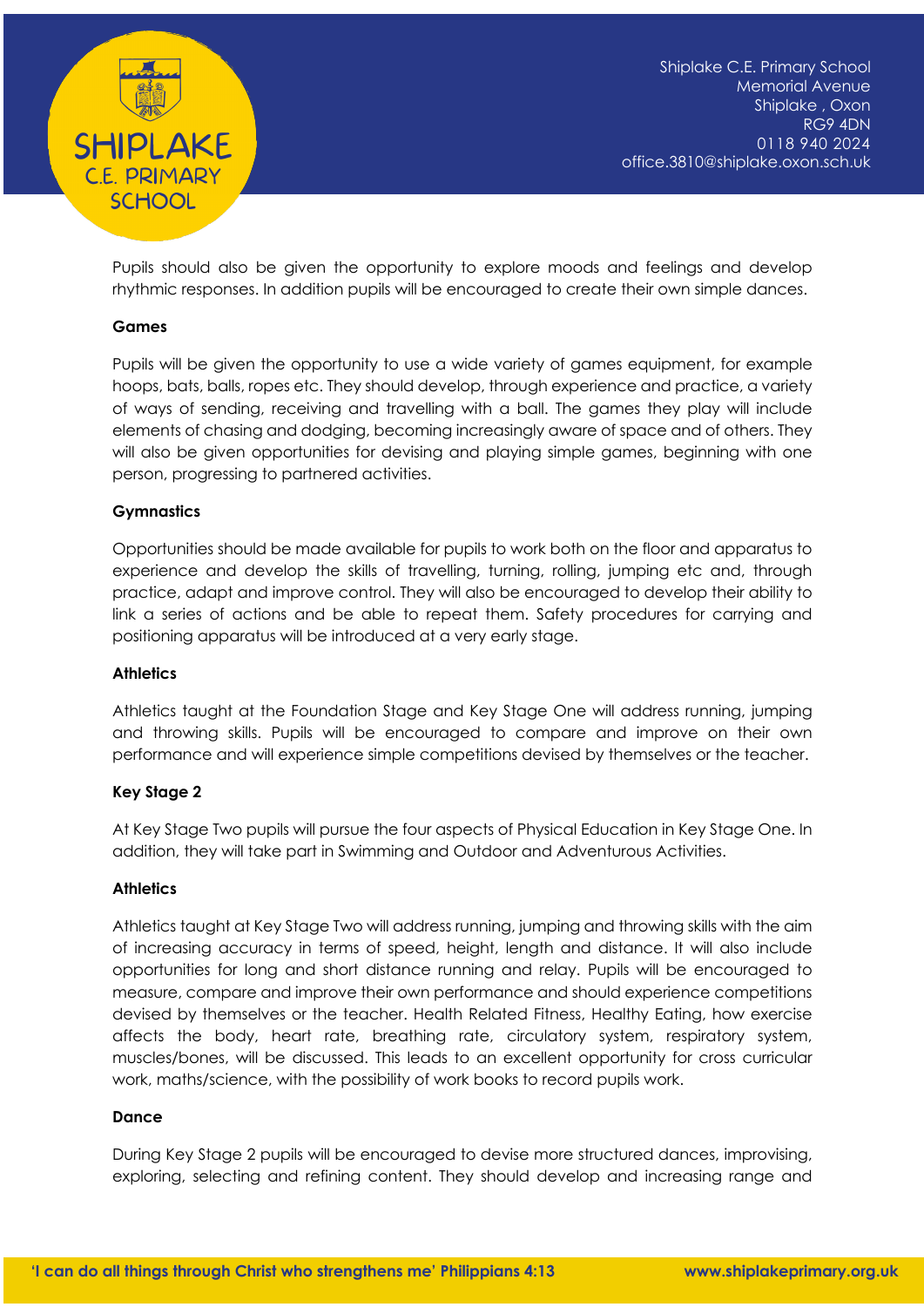Pupils should also be given the opportunity to explore moods and feelings and develop rhythmic responses. In addition pupils will be encouraged to create their own simple dances.

**Games**

Pupils will be given the opportunity to use a wide variety of games equipment, for example hoops, bats, balls, ropes etc. They should develop, through experience and practice, a variety of ways of sending, receiving and travelling with a ball. The games they play will include elements of chasing and dodging, becoming increasingly aware of space and of others. They will also be given opportunities for devising and playing simple games, beginning with one person, progressing to partnered activities.

**Gymnastics**

Opportunities should be made available for pupils to work both on the floor and apparatus to experience and develop the skills of travelling, turning, rolling, jumping etc and, through practice, adapt and improve control. They will also be encouraged to develop their ability to link a series of actions and be able to repeat them. Safety procedures for carrying and positioning apparatus will be introduced at a very early stage.

**Athletics**

Athletics taught at the Foundation Stage and Key Stage One will address running, jumping and throwing skills. Pupils will be encouraged to compare and improve on their own performance and will experience simple competitions devised by themselves or the teacher.

**Key Stage 2**

At Key Stage Two pupils will pursue the four aspects of Physical Education in Key Stage One. In addition, they will take part in Swimming and Outdoor and Adventurous Activities.

**Athletics**

Athletics taught at Key Stage Two will address running, jumping and throwing skills with the aim of increasing accuracy in terms of speed, height, length and distance. It will also include opportunities for long and short distance running and relay. Pupils will be encouraged to measure, compare and improve their own performance and should experience competitions devised by themselves or the teacher. Health Related Fitness, Healthy Eating, how exercise affects the body, heart rate, breathing rate, circulatory system, respiratory system, muscles/bones, will be discussed. This leads to an excellent opportunity for cross curricular work, maths/science, with the possibility of work books to record pupils work.

**Dance**

During Key Stage 2 pupils will be encouraged to devise more structured dances, improvising, exploring, selecting and refining content. They should develop and increasing range and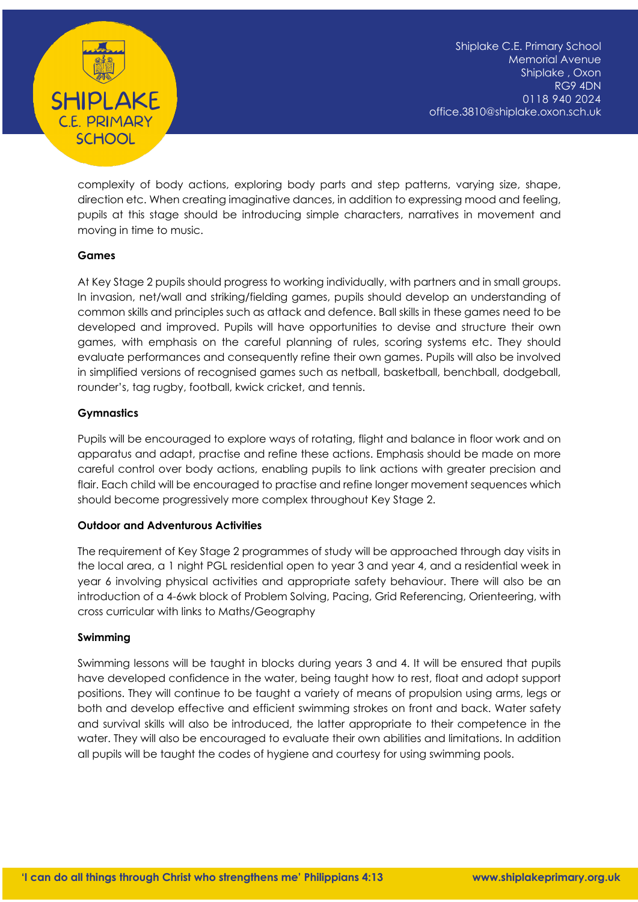complexity of body actions, exploring body parts and step patterns, varying size, shape, direction etc. When creating imaginative dances, in addition to expressing mood and feeling, pupils at this stage should be introducing simple characters, narratives in movement and moving in time to music.

**Games**

At Key Stage 2 pupils should progress to working individually, with partners and in small groups. In invasion, net/wall and striking/fielding games, pupils should develop an understanding of common skills and principles such as attack and defence. Ball skills in these games need to be developed and improved. Pupils will have opportunities to devise and structure their own games, with emphasis on the careful planning of rules, scoring systems etc. They should evaluate performances and consequently refine their own games. Pupils will also be involved in simplified versions of recognised games such as netball, basketball, benchball, dodgeball, rounder's, tag rugby, football, kwick cricket, and tennis.

**Gymnastics**

Pupils will be encouraged to explore ways of rotating, flight and balance in floor work and on apparatus and adapt, practise and refine these actions. Emphasis should be made on more careful control over body actions, enabling pupils to link actions with greater precision and flair. Each child will be encouraged to practise and refine longer movement sequences which should become progressively more complex throughout Key Stage 2.

**Outdoor and Adventurous Activities**

The requirement of Key Stage 2 programmes of study will be approached through day visits in the local area, a 1 night PGL residential open to year 3 and year 4, and a residential week in year 6 involving physical activities and appropriate safety behaviour. There will also be an introduction of a 4-6wk block of Problem Solving, Pacing, Grid Referencing, Orienteering, with cross curricular with links to Maths/Geography

**Swimming**

Swimming lessons will be taught in blocks during years 3 and 4. It will be ensured that pupils have developed confidence in the water, being taught how to rest, float and adopt support positions. They will continue to be taught a variety of means of propulsion using arms, legs or both and develop effective and efficient swimming strokes on front and back. Water safety and survival skills will also be introduced, the latter appropriate to their competence in the water. They will also be encouraged to evaluate their own abilities and limitations. In addition all pupils will be taught the codes of hygiene and courtesy for using swimming pools.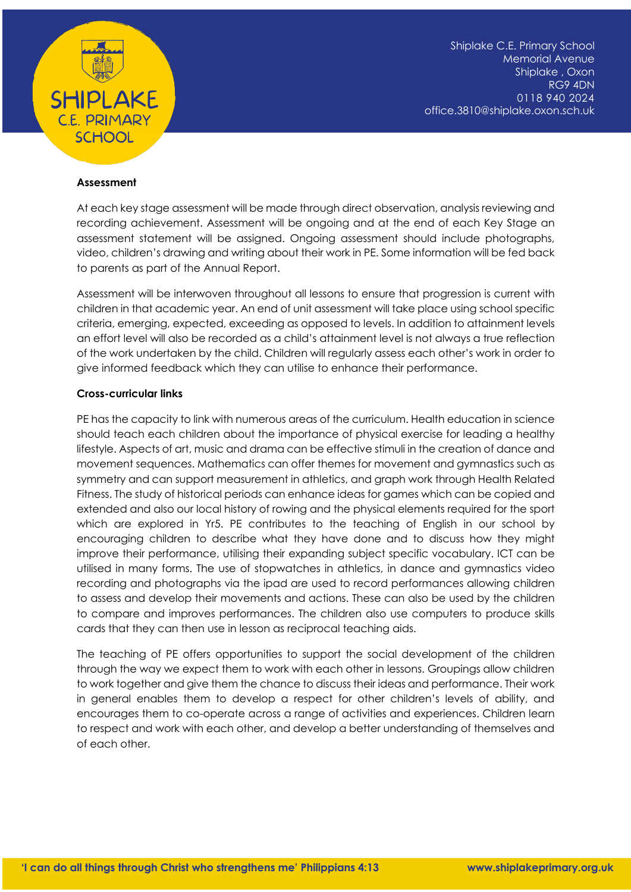## Assessment

At each key stage assessment will be made through direct observation, analysis reviewing and recording achievement. Assessment will be ongoing and at the end of each Key Stage an assessment statement will be assigned. Ongoing assessment should include photographs, video, children's drawing and writing about their work in PE. Some information will be fed back to parents as part of the Annual Report.

Assessment will be interwoven throughout all lessons to ensure that progression is current with children in that academic year. An end of unit assessment will take place using school specific criteria, emerging, expected, exceeding as opposed to levels. In addition to attainment levels an effort level will also be recorded as a child's attainment level is not always a true reflection of the work undertaken by the child. Children will regularly assess each other's work in order to give informed feedback which they can utilise to enhance their performance.

## Cross-curricular links

PE has the capacity to link with numerous areas of the curriculum. Health education in science should teach each children about the importance of physical exercise for leading a healthy lifestyle. Aspects of art, music and drama can be effective stimuli in the creation of dance and movement sequences. Mathematics can offer themes for movement and gymnastics such as symmetry and can support measurement in athletics, and graph work through Health Related Fitness. The study of historical periods can enhance ideas for games which can be copied and extended and also our local history of rowing and the physical elements required for the sport which are explored in Yr5. PE contributes to the teaching of English in our school by encouraging children to describe what they have done and to discuss how they might improve their performance, utilising their expanding subject specific vocabulary. ICT can be utilised in many forms. The use of stopwatches in athletics, in dance and gymnastics video recording and photographs via the ipad are used to record performances allowing children to assess and develop their movements and actions. These can also be used by the children to compare and improves performances. The children also use computers to produce skills cards that they can then use in lesson as reciprocal teaching aids.

The teaching of PE offers opportunities to support the social development of the children through the way we expect them to work with each other in lessons. Groupings allow children to work together and give them the chance to discuss their ideas and performance. Their work in general enables them to develop a respect for other children's levels of ability, and encourages them to co-operate across a range of activities and experiences. Children learn to respect and work with each other, and develop a better understanding of themselves and of each other.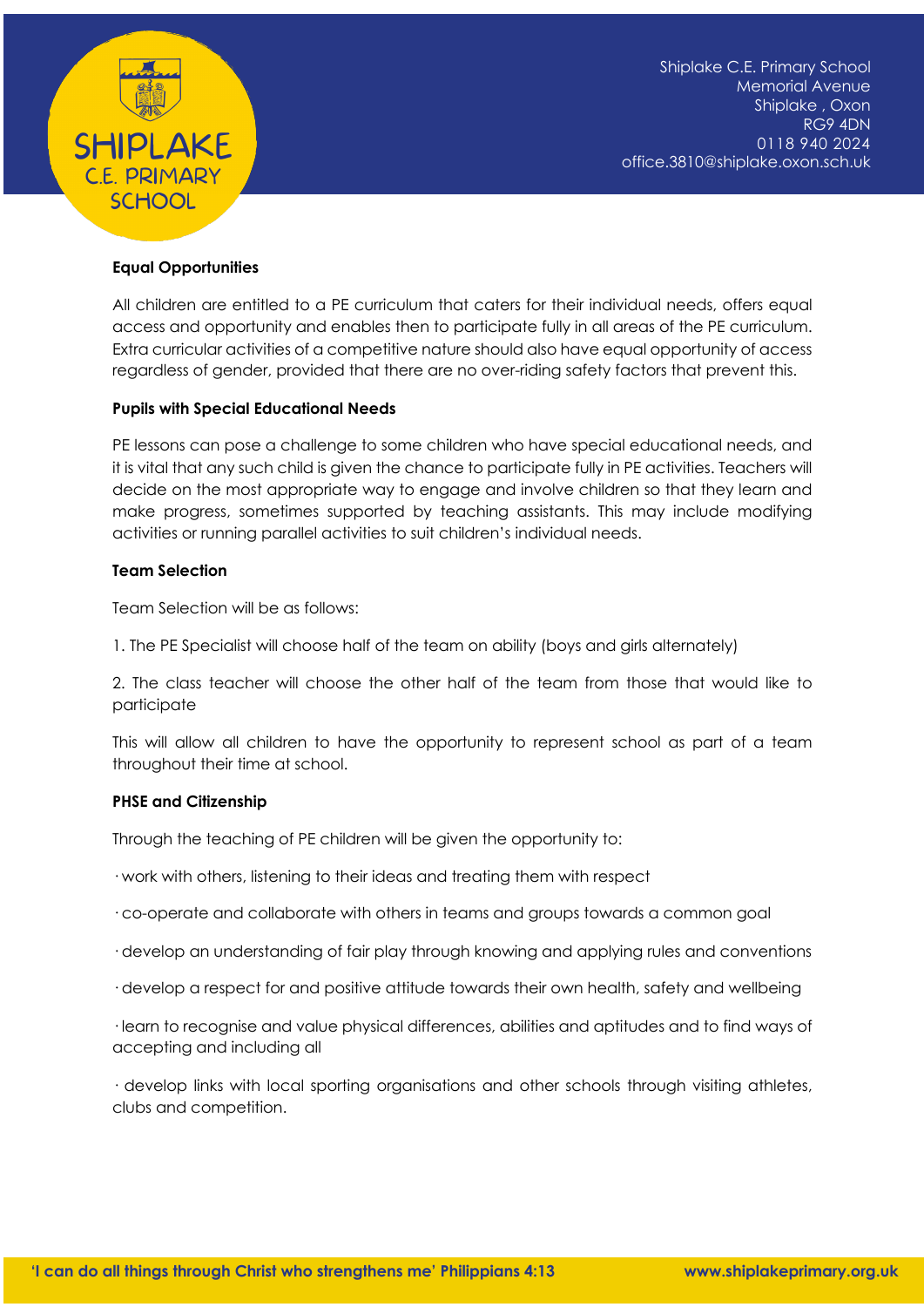**Equal Opportunities**

All children are entitled to a PE curriculum that caters for their individual needs, offers equal access and opportunity and enables then to participate fully in all areas of the PE curriculum. Extra curricular activities of a competitive nature should also have equal opportunity of access regardless of gender, provided that there are no over-riding safety factors that prevent this.

**Pupils with Special Educational Needs**

PE lessons can pose a challenge to some children who have special educational needs, and it is vital that any such child is given the chance to participate fully in PE activities. Teachers will decide on the most appropriate way to engage and involve children so that they learn and make progress, sometimes supported by teaching assistants. This may include modifying activities or running parallel activities to suit children's individual needs.

**Team Selection**

Team Selection will be as follows:

1. The PE Specialist will choose half of the team on ability (boys and girls alternately)

2. The class teacher will choose the other half of the team from those that would like to participate

This will allow all children to have the opportunity to represent school as part of a team throughout their time at school.

**PHSE and Citizenship**

Through the teaching of PE children will be given the opportunity to:

· work with others, listening to their ideas and treating them with respect

· co-operate and collaborate with others in teams and groups towards a common goal

· develop an understanding of fair play through knowing and applying rules and conventions

· develop a respect for and positive attitude towards their own health, safety and wellbeing

· learn to recognise and value physical differences, abilities and aptitudes and to find ways of accepting and including all

· develop links with local sporting organisations and other schools through visiting athletes, clubs and competition.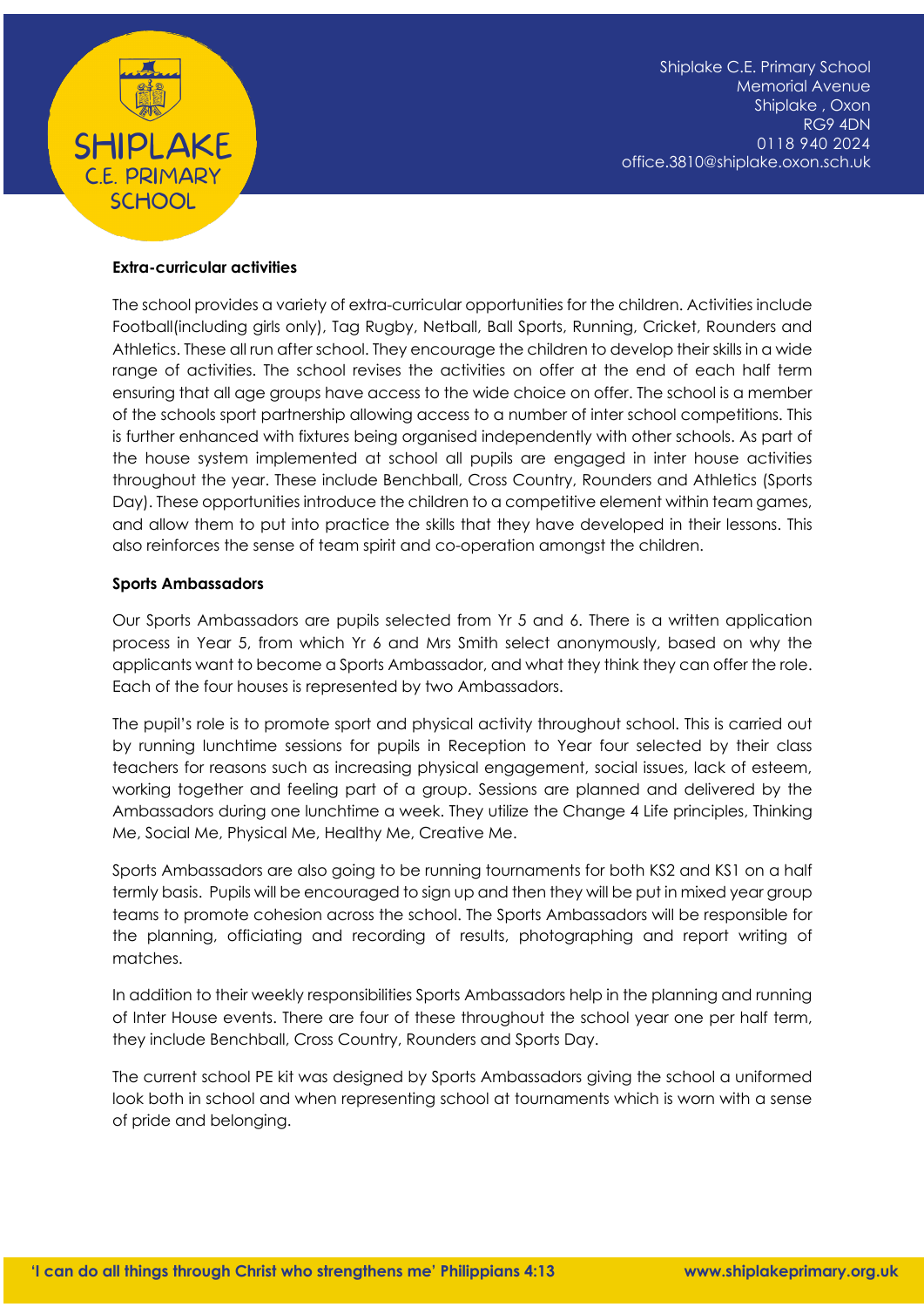**Extra-curricular activities**

The school provides a variety of extra-curricular opportunities for the children. Activities include Football(including girls only), Tag Rugby, Netball, Ball Sports, Running, Cricket, Rounders and Athletics. These all run after school. They encourage the children to develop their skills in a wide range of activities. The school revises the activities on offer at the end of each half term ensuring that all age groups have access to the wide choice on offer. The school is a member of the schools sport partnership allowing access to a number of inter school competitions. This is further enhanced with fixtures being organised independently with other schools. As part of the house system implemented at school all pupils are engaged in inter house activities throughout the year. These include Benchball, Cross Country, Rounders and Athletics (Sports Day). These opportunities introduce the children to a competitive element within team games, and allow them to put into practice the skills that they have developed in their lessons. This also reinforces the sense of team spirit and co-operation amongst the children.

**Sports Ambassadors**

Our Sports Ambassadors are pupils selected from Yr 5 and 6. There is a written application process in Year 5, from which Yr 6 and Mrs Smith select anonymously, based on why the applicants want to become a Sports Ambassador, and what they think they can offer the role. Each of the four houses is represented by two Ambassadors.

The pupil's role is to promote sport and physical activity throughout school. This is carried out by running lunchtime sessions for pupils in Reception to Year four selected by their class teachers for reasons such as increasing physical engagement, social issues, lack of esteem, working together and feeling part of a group. Sessions are planned and delivered by the Ambassadors during one lunchtime a week. They utilize the Change 4 Life principles, Thinking Me, Social Me, Physical Me, Healthy Me, Creative Me.

Sports Ambassadors are also going to be running tournaments for both KS2 and KS1 on a half termly basis. Pupils will be encouraged to sign up and then they will be put in mixed year group teams to promote cohesion across the school. The Sports Ambassadors will be responsible for the planning, officiating and recording of results, photographing and report writing of matches.

In addition to their weekly responsibilities Sports Ambassadors help in the planning and running of Inter House events. There are four of these throughout the school year one per half term, they include Benchball, Cross Country, Rounders and Sports Day.

The current school PE kit was designed by Sports Ambassadors giving the school a uniformed look both in school and when representing school at tournaments which is worn with a sense of pride and belonging.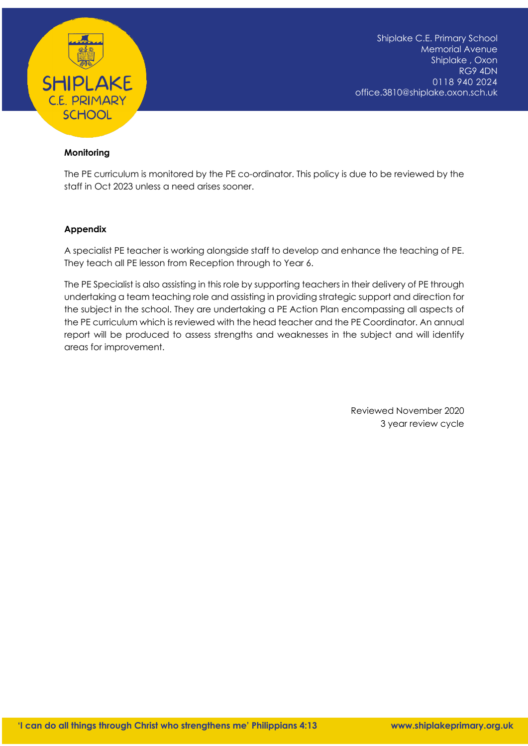**Monitoring**

The PE curriculum is monitored by the PE co-ordinator. This policy is due to be reviewed by the staff in Oct 2023 unless a need arises sooner.

**Appendix**

A specialist PE teacher is working alongside staff to develop and enhance the teaching of PE. They teach all PE lesson from Reception through to Year 6.

The PE Specialist is also assisting in this role by supporting teachers in their delivery of PE through undertaking a team teaching role and assisting in providing strategic support and direction for the subject in the school. They are undertaking a PE Action Plan encompassing all aspects of the PE curriculum which is reviewed with the head teacher and the PE Coordinator. An annual report will be produced to assess strengths and weaknesses in the subject and will identify areas for improvement.

Reviewed November 2020
3 year review cycle